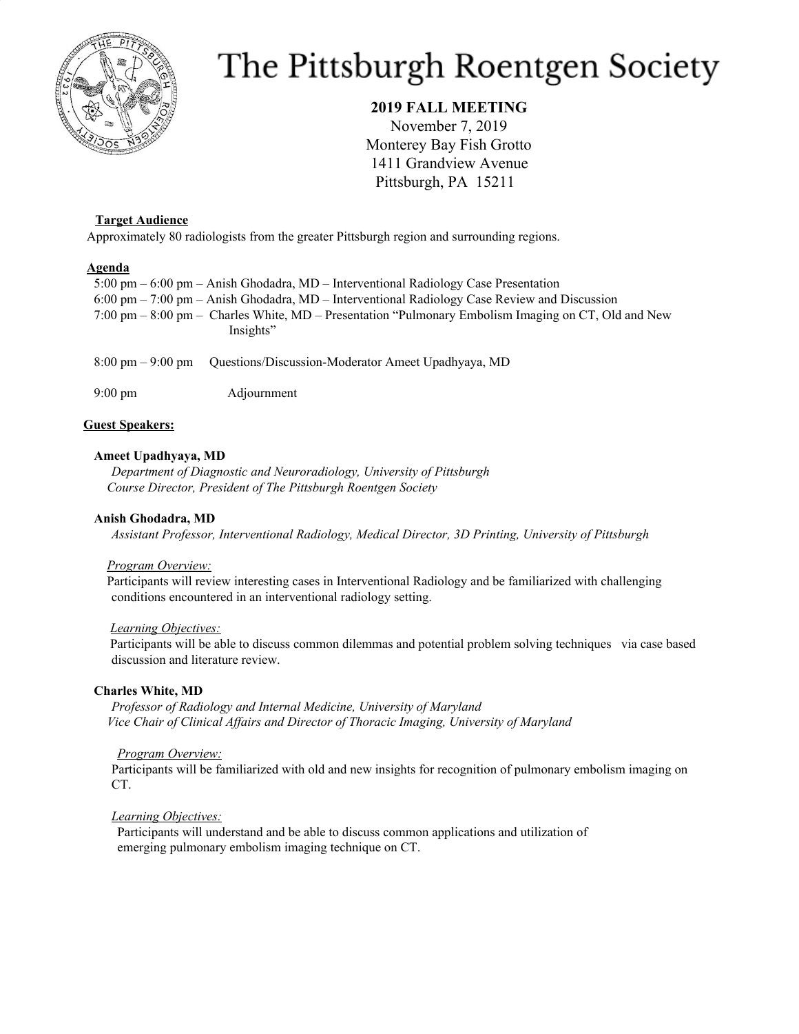# The Pittsburgh Roentgen Society

**2019 FALL MEETING**
November 7, 2019
Monterey Bay Fish Grotto
1411 Grandview Avenue
Pittsburgh, PA 15211

**Target Audience**

Approximately 80 radiologists from the greater Pittsburgh region and surrounding regions.

**Agenda**

5:00 pm – 6:00 pm – Anish Ghodadra, MD – Interventional Radiology Case Presentation
6:00 pm – 7:00 pm – Anish Ghodadra, MD – Interventional Radiology Case Review and Discussion
7:00 pm – 8:00 pm – Charles White, MD – Presentation "Pulmonary Embolism Imaging on CT, Old and New Insights"

8:00 pm – 9:00 pm Questions/Discussion-Moderator Ameet Upadhyaya, MD

9:00 pm Adjournment

**Guest Speakers:**

**Ameet Upadhyaya, MD**
*Department of Diagnostic and Neuroradiology, University of Pittsburgh*
*Course Director, President of The Pittsburgh Roentgen Society*

**Anish Ghodadra, MD**
*Assistant Professor, Interventional Radiology, Medical Director, 3D Printing, University of Pittsburgh*

*Program Overview:*
Participants will review interesting cases in Interventional Radiology and be familiarized with challenging conditions encountered in an interventional radiology setting.

*Learning Objectives:*
Participants will be able to discuss common dilemmas and potential problem solving techniques via case based discussion and literature review.

**Charles White, MD**
*Professor of Radiology and Internal Medicine, University of Maryland*
*Vice Chair of Clinical Affairs and Director of Thoracic Imaging, University of Maryland*

*Program Overview:*
Participants will be familiarized with old and new insights for recognition of pulmonary embolism imaging on CT.

*Learning Objectives:*
Participants will understand and be able to discuss common applications and utilization of emerging pulmonary embolism imaging technique on CT.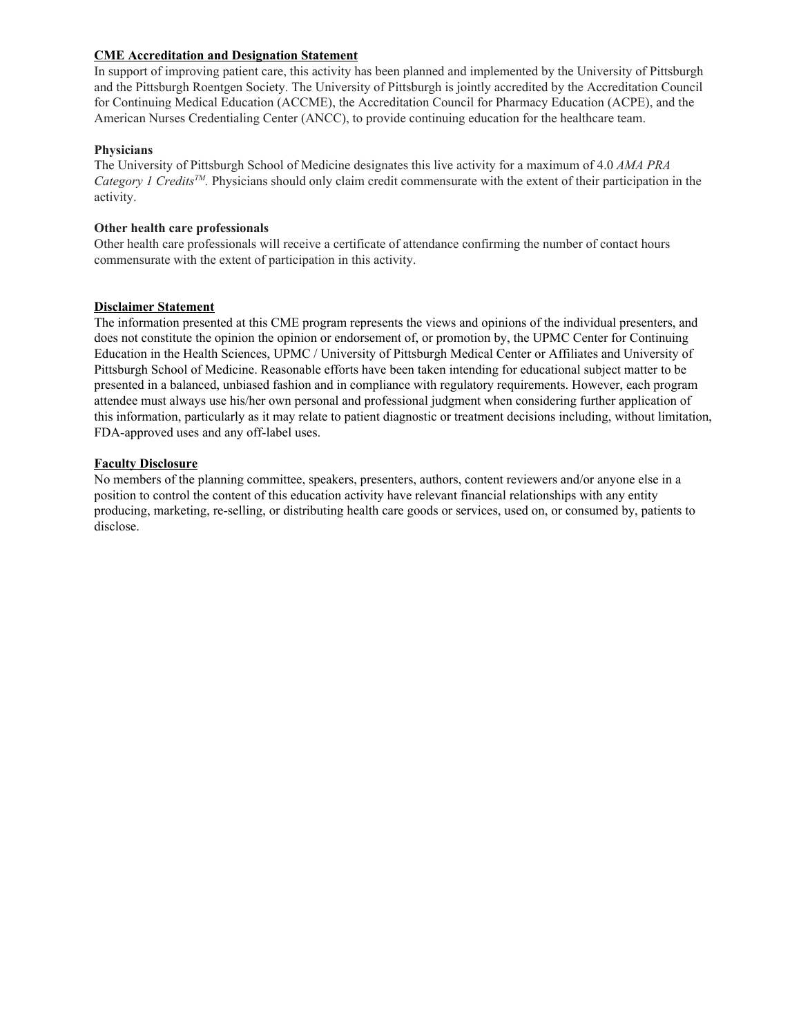**<u>CME Accreditation and Designation Statement</u>**

In support of improving patient care, this activity has been planned and implemented by the University of Pittsburgh and the Pittsburgh Roentgen Society. The University of Pittsburgh is jointly accredited by the Accreditation Council for Continuing Medical Education (ACCME), the Accreditation Council for Pharmacy Education (ACPE), and the American Nurses Credentialing Center (ANCC), to provide continuing education for the healthcare team.

**Physicians**

The University of Pittsburgh School of Medicine designates this live activity for a maximum of 4.0 *AMA PRA Category 1 Credits™.* Physicians should only claim credit commensurate with the extent of their participation in the activity.

**Other health care professionals**

Other health care professionals will receive a certificate of attendance confirming the number of contact hours commensurate with the extent of participation in this activity.

**<u>Disclaimer Statement</u>**

The information presented at this CME program represents the views and opinions of the individual presenters, and does not constitute the opinion the opinion or endorsement of, or promotion by, the UPMC Center for Continuing Education in the Health Sciences, UPMC / University of Pittsburgh Medical Center or Affiliates and University of Pittsburgh School of Medicine. Reasonable efforts have been taken intending for educational subject matter to be presented in a balanced, unbiased fashion and in compliance with regulatory requirements. However, each program attendee must always use his/her own personal and professional judgment when considering further application of this information, particularly as it may relate to patient diagnostic or treatment decisions including, without limitation, FDA-approved uses and any off-label uses.

**<u>Faculty Disclosure</u>**

No members of the planning committee, speakers, presenters, authors, content reviewers and/or anyone else in a position to control the content of this education activity have relevant financial relationships with any entity producing, marketing, re-selling, or distributing health care goods or services, used on, or consumed by, patients to disclose.